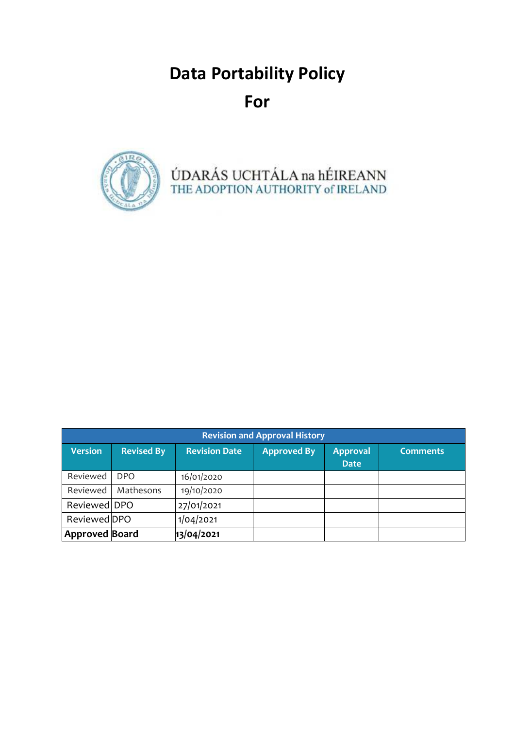# Data Portability Policy

# For

ÚDARÁS UCHTÁLA na hÉIREANN
THE ADOPTION AUTHORITY of IRELAND

| Revision and Approval History | | | | | |
|---|---|---|---|---|---|
| **Version** | **Revised By** | **Revision Date** | **Approved By** | **Approval Date** | **Comments** |
| Reviewed | DPO | 16/01/2020 | | | |
| Reviewed | Mathesons | 19/10/2020 | | | |
| Reviewed | DPO | 27/01/2021 | | | |
| Reviewed | DPO | 1/04/2021 | | | |
| **Approved** | **Board** | **13/04/2021** | | | |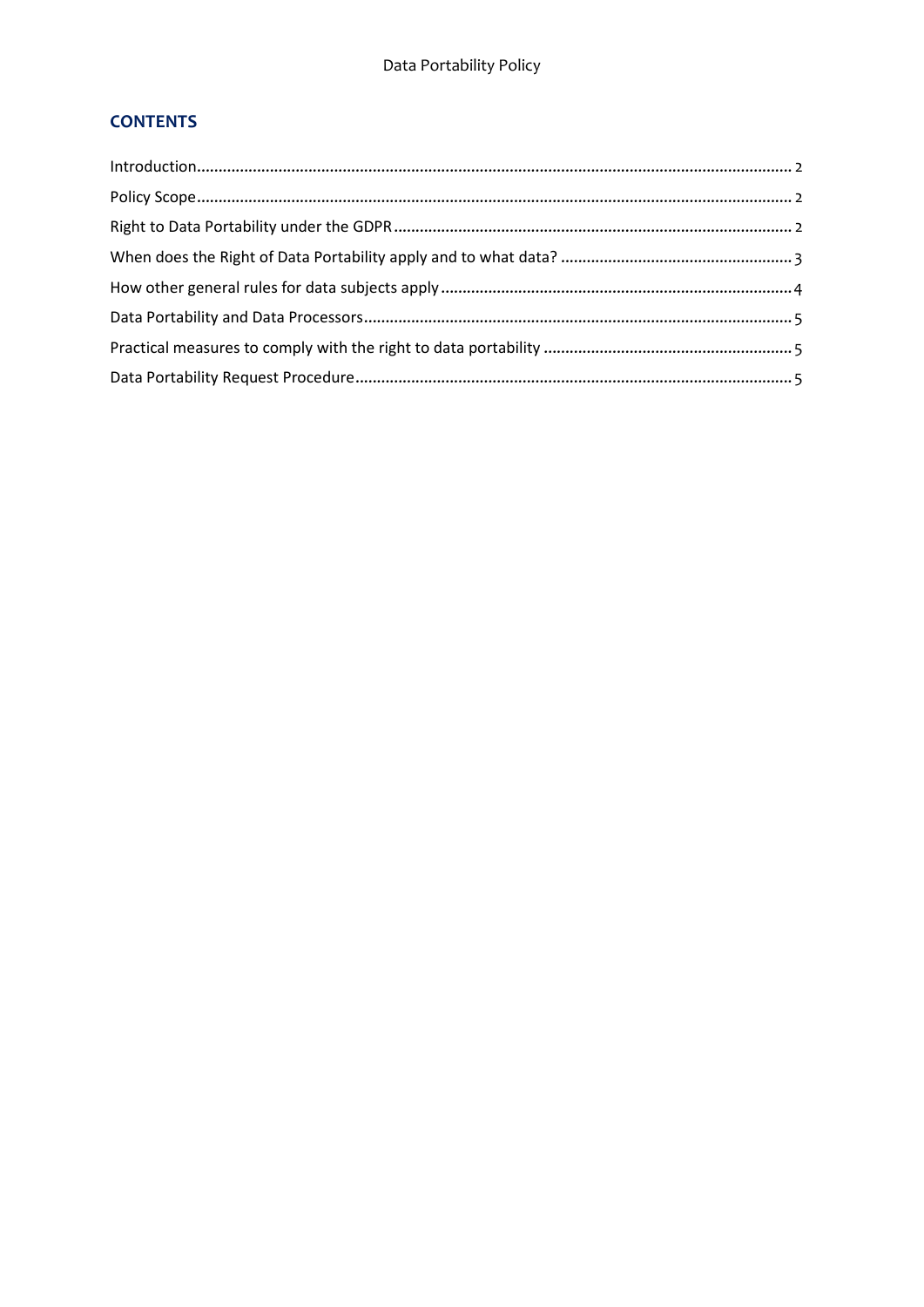## CONTENTS

Introduction........................................................................................................ 2

Policy Scope........................................................................................................ 2

Right to Data Portability under the GDPR ........................................................... 2

When does the Right of Data Portability apply and to what data? ..................... 3

How other general rules for data subjects apply ................................................ 4

Data Portability and Data Processors................................................................... 5

Practical measures to comply with the right to data portability ......................... 5

Data Portability Request Procedure..................................................................... 5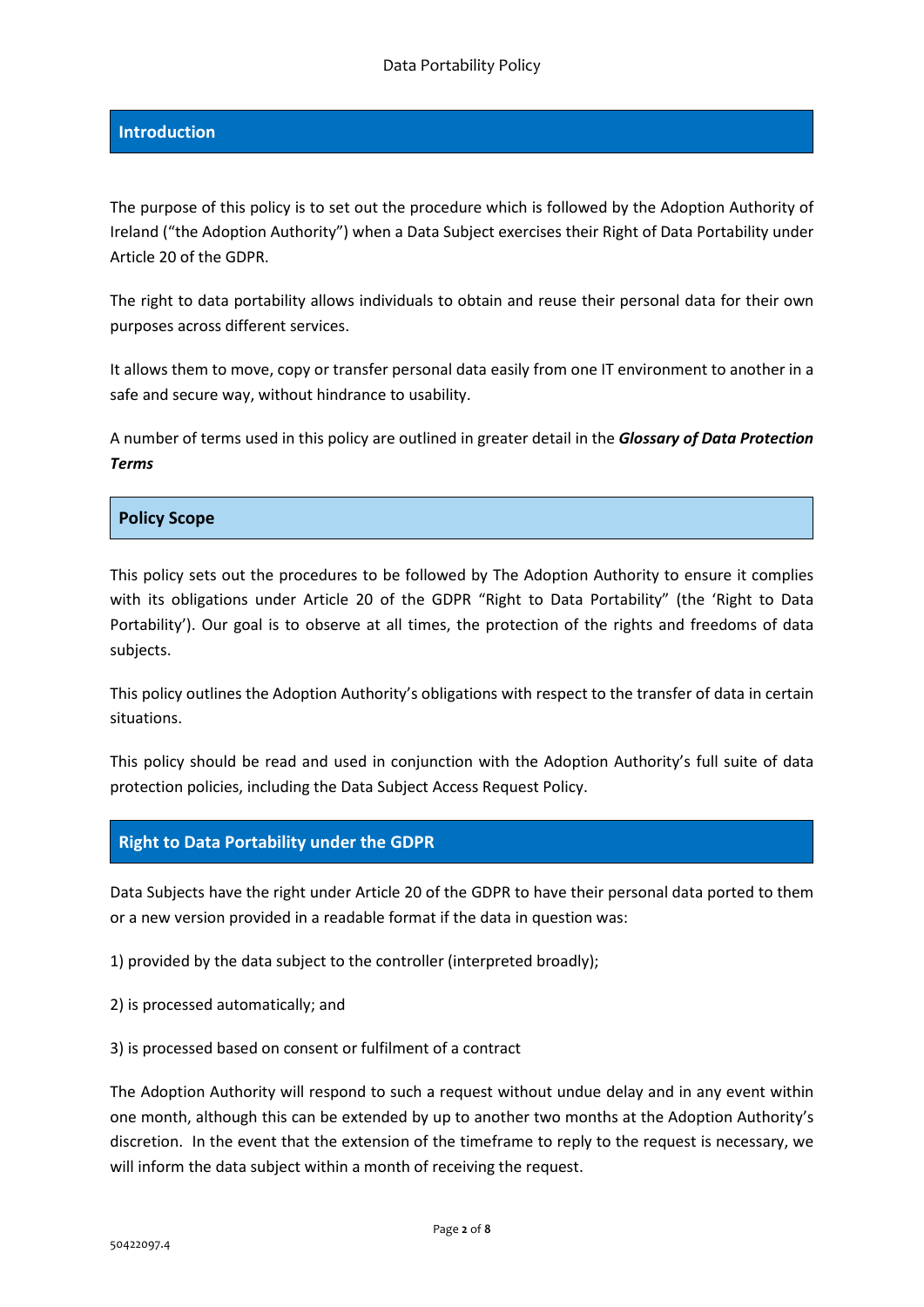## Introduction

The purpose of this policy is to set out the procedure which is followed by the Adoption Authority of Ireland ("the Adoption Authority") when a Data Subject exercises their Right of Data Portability under Article 20 of the GDPR.

The right to data portability allows individuals to obtain and reuse their personal data for their own purposes across different services.

It allows them to move, copy or transfer personal data easily from one IT environment to another in a safe and secure way, without hindrance to usability.

A number of terms used in this policy are outlined in greater detail in the ***Glossary of Data Protection Terms***

## Policy Scope

This policy sets out the procedures to be followed by The Adoption Authority to ensure it complies with its obligations under Article 20 of the GDPR "Right to Data Portability" (the 'Right to Data Portability'). Our goal is to observe at all times, the protection of the rights and freedoms of data subjects.

This policy outlines the Adoption Authority's obligations with respect to the transfer of data in certain situations.

This policy should be read and used in conjunction with the Adoption Authority's full suite of data protection policies, including the Data Subject Access Request Policy.

## Right to Data Portability under the GDPR

Data Subjects have the right under Article 20 of the GDPR to have their personal data ported to them or a new version provided in a readable format if the data in question was:

1) provided by the data subject to the controller (interpreted broadly);

2) is processed automatically; and

3) is processed based on consent or fulfilment of a contract

The Adoption Authority will respond to such a request without undue delay and in any event within one month, although this can be extended by up to another two months at the Adoption Authority's discretion. In the event that the extension of the timeframe to reply to the request is necessary, we will inform the data subject within a month of receiving the request.

50422097.4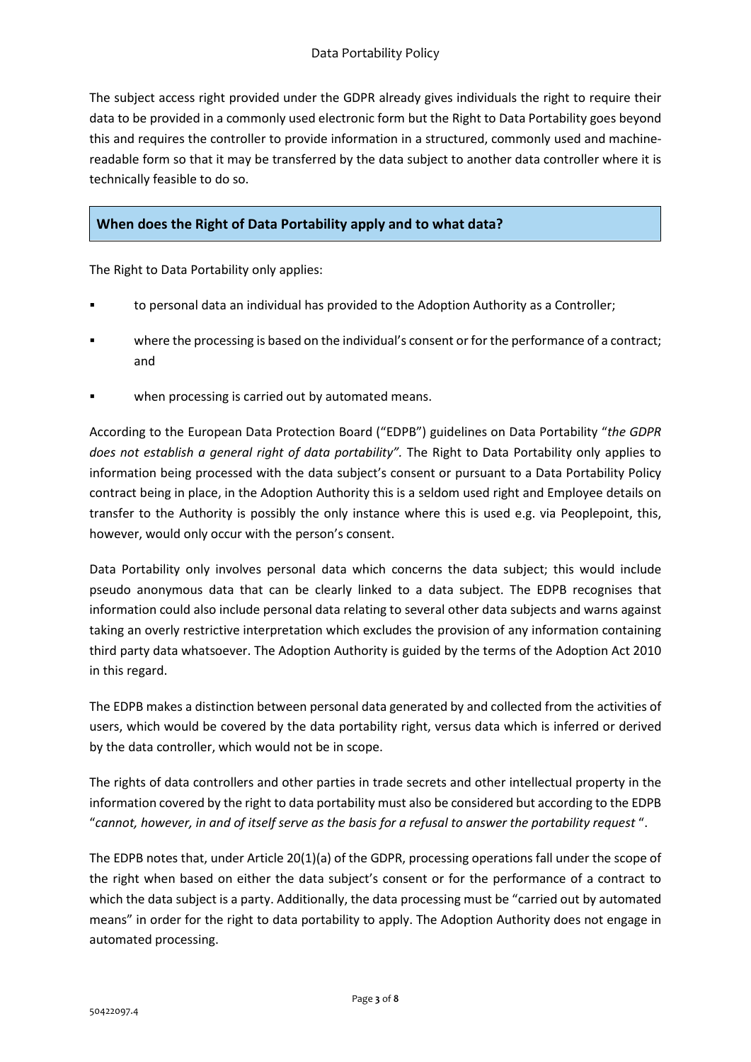The subject access right provided under the GDPR already gives individuals the right to require their data to be provided in a commonly used electronic form but the Right to Data Portability goes beyond this and requires the controller to provide information in a structured, commonly used and machine-readable form so that it may be transferred by the data subject to another data controller where it is technically feasible to do so.

## When does the Right of Data Portability apply and to what data?

The Right to Data Portability only applies:

- to personal data an individual has provided to the Adoption Authority as a Controller;
- where the processing is based on the individual's consent or for the performance of a contract; and
- when processing is carried out by automated means.

According to the European Data Protection Board ("EDPB") guidelines on Data Portability "*the GDPR does not establish a general right of data portability"*. The Right to Data Portability only applies to information being processed with the data subject's consent or pursuant to a Data Portability Policy contract being in place, in the Adoption Authority this is a seldom used right and Employee details on transfer to the Authority is possibly the only instance where this is used e.g. via Peoplepoint, this, however, would only occur with the person's consent.

Data Portability only involves personal data which concerns the data subject; this would include pseudo anonymous data that can be clearly linked to a data subject. The EDPB recognises that information could also include personal data relating to several other data subjects and warns against taking an overly restrictive interpretation which excludes the provision of any information containing third party data whatsoever. The Adoption Authority is guided by the terms of the Adoption Act 2010 in this regard.

The EDPB makes a distinction between personal data generated by and collected from the activities of users, which would be covered by the data portability right, versus data which is inferred or derived by the data controller, which would not be in scope.

The rights of data controllers and other parties in trade secrets and other intellectual property in the information covered by the right to data portability must also be considered but according to the EDPB "*cannot, however, in and of itself serve as the basis for a refusal to answer the portability request* ".

The EDPB notes that, under Article 20(1)(a) of the GDPR, processing operations fall under the scope of the right when based on either the data subject's consent or for the performance of a contract to which the data subject is a party. Additionally, the data processing must be "carried out by automated means" in order for the right to data portability to apply. The Adoption Authority does not engage in automated processing.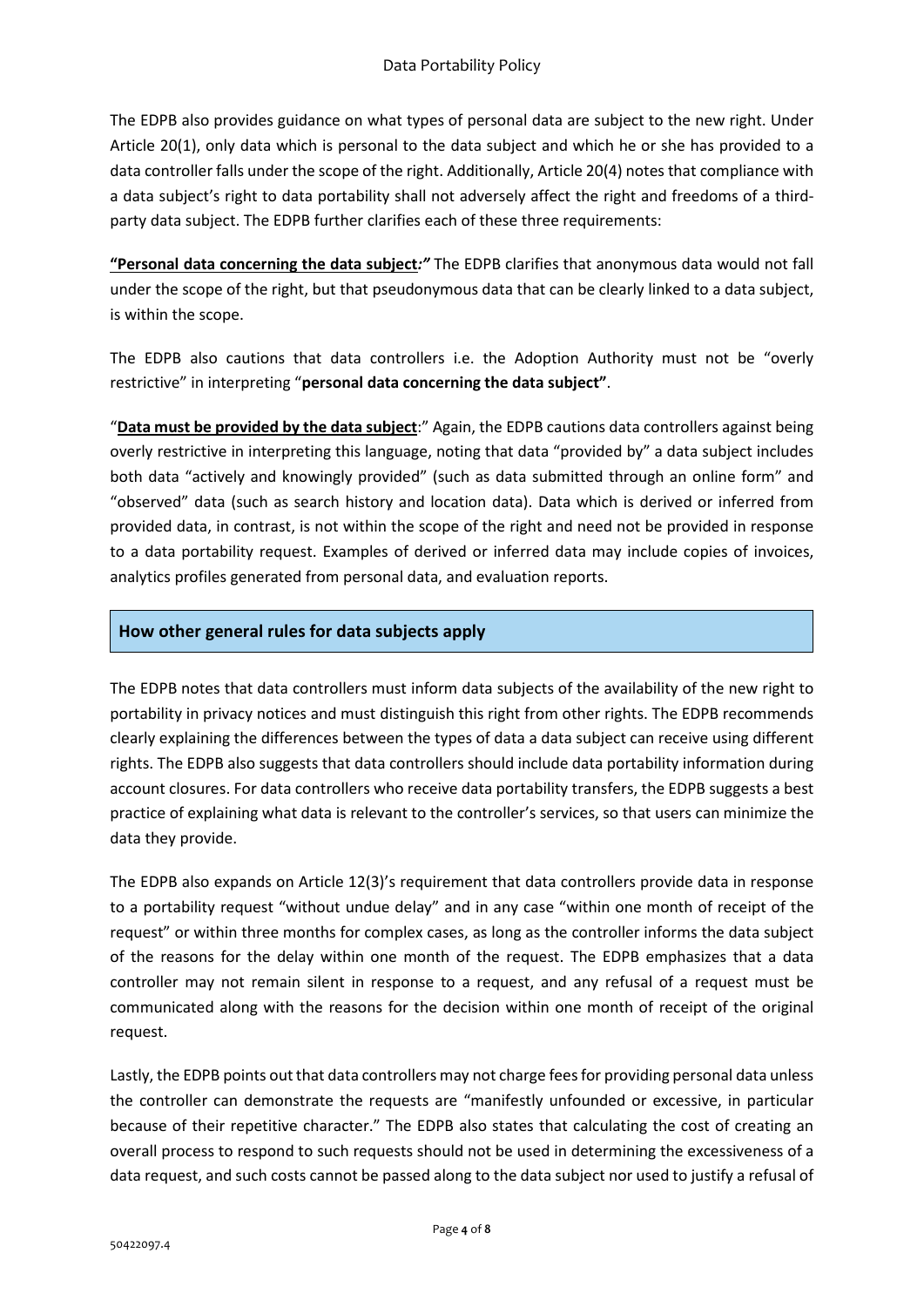The EDPB also provides guidance on what types of personal data are subject to the new right. Under Article 20(1), only data which is personal to the data subject and which he or she has provided to a data controller falls under the scope of the right. Additionally, Article 20(4) notes that compliance with a data subject's right to data portability shall not adversely affect the right and freedoms of a third-party data subject. The EDPB further clarifies each of these three requirements:

**"Personal data concerning the data subject:"** The EDPB clarifies that anonymous data would not fall under the scope of the right, but that pseudonymous data that can be clearly linked to a data subject, is within the scope.

The EDPB also cautions that data controllers i.e. the Adoption Authority must not be "overly restrictive" in interpreting "**personal data concerning the data subject"**.

"**Data must be provided by the data subject**:" Again, the EDPB cautions data controllers against being overly restrictive in interpreting this language, noting that data "provided by" a data subject includes both data "actively and knowingly provided" (such as data submitted through an online form" and "observed" data (such as search history and location data). Data which is derived or inferred from provided data, in contrast, is not within the scope of the right and need not be provided in response to a data portability request. Examples of derived or inferred data may include copies of invoices, analytics profiles generated from personal data, and evaluation reports.

## How other general rules for data subjects apply

The EDPB notes that data controllers must inform data subjects of the availability of the new right to portability in privacy notices and must distinguish this right from other rights. The EDPB recommends clearly explaining the differences between the types of data a data subject can receive using different rights. The EDPB also suggests that data controllers should include data portability information during account closures. For data controllers who receive data portability transfers, the EDPB suggests a best practice of explaining what data is relevant to the controller's services, so that users can minimize the data they provide.

The EDPB also expands on Article 12(3)'s requirement that data controllers provide data in response to a portability request "without undue delay" and in any case "within one month of receipt of the request" or within three months for complex cases, as long as the controller informs the data subject of the reasons for the delay within one month of the request. The EDPB emphasizes that a data controller may not remain silent in response to a request, and any refusal of a request must be communicated along with the reasons for the decision within one month of receipt of the original request.

Lastly, the EDPB points out that data controllers may not charge fees for providing personal data unless the controller can demonstrate the requests are "manifestly unfounded or excessive, in particular because of their repetitive character." The EDPB also states that calculating the cost of creating an overall process to respond to such requests should not be used in determining the excessiveness of a data request, and such costs cannot be passed along to the data subject nor used to justify a refusal of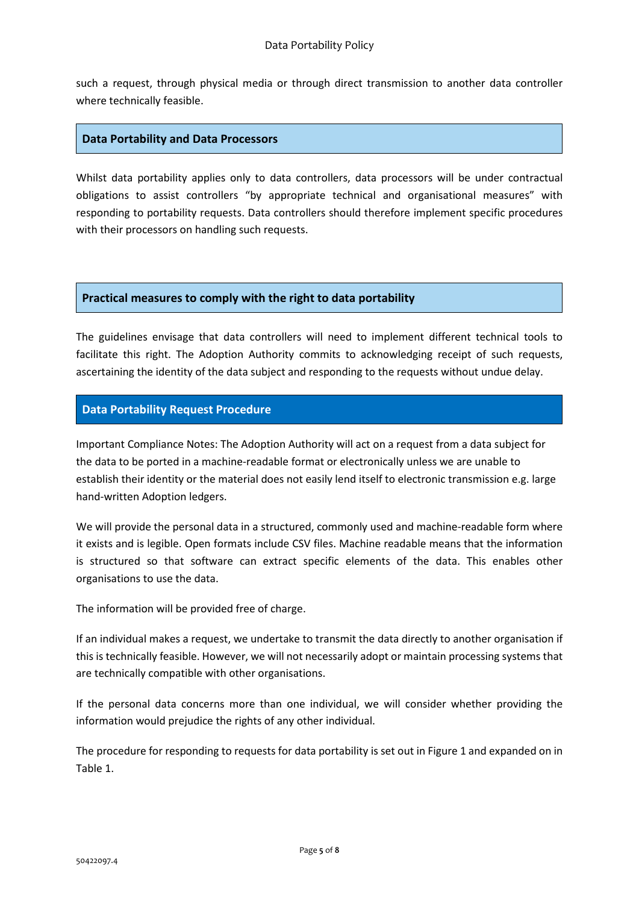such a request, through physical media or through direct transmission to another data controller where technically feasible.

## Data Portability and Data Processors

Whilst data portability applies only to data controllers, data processors will be under contractual obligations to assist controllers "by appropriate technical and organisational measures" with responding to portability requests. Data controllers should therefore implement specific procedures with their processors on handling such requests.

## Practical measures to comply with the right to data portability

The guidelines envisage that data controllers will need to implement different technical tools to facilitate this right. The Adoption Authority commits to acknowledging receipt of such requests, ascertaining the identity of the data subject and responding to the requests without undue delay.

## Data Portability Request Procedure

Important Compliance Notes: The Adoption Authority will act on a request from a data subject for the data to be ported in a machine-readable format or electronically unless we are unable to establish their identity or the material does not easily lend itself to electronic transmission e.g. large hand-written Adoption ledgers.

We will provide the personal data in a structured, commonly used and machine-readable form where it exists and is legible. Open formats include CSV files. Machine readable means that the information is structured so that software can extract specific elements of the data. This enables other organisations to use the data.

The information will be provided free of charge.

If an individual makes a request, we undertake to transmit the data directly to another organisation if this is technically feasible. However, we will not necessarily adopt or maintain processing systems that are technically compatible with other organisations.

If the personal data concerns more than one individual, we will consider whether providing the information would prejudice the rights of any other individual.

The procedure for responding to requests for data portability is set out in Figure 1 and expanded on in Table 1.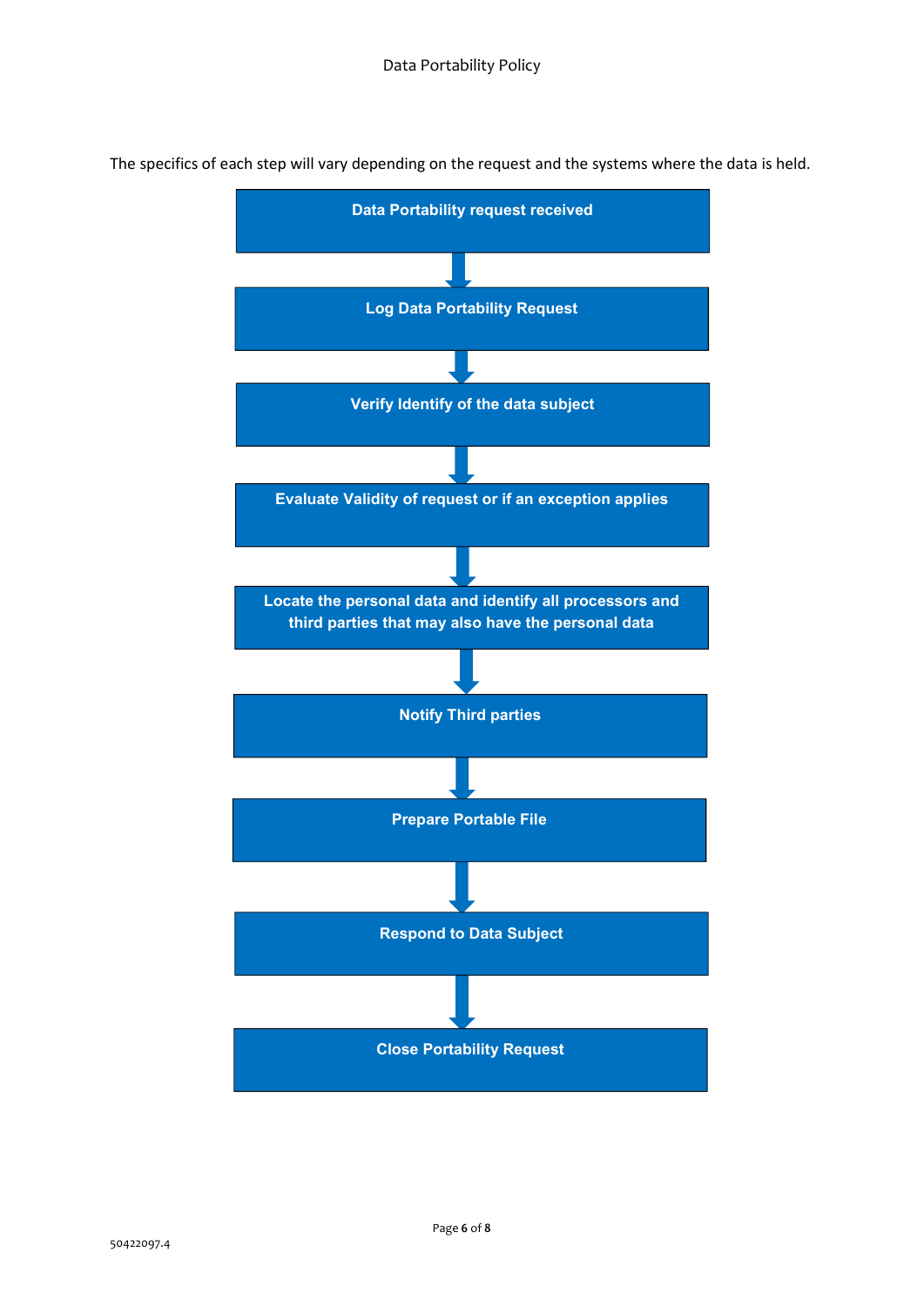The specifics of each step will vary depending on the request and the systems where the data is held.

1. **Data Portability request received**
2. **Log Data Portability Request**
3. **Verify Identify of the data subject**
4. **Evaluate Validity of request or if an exception applies**
5. **Locate the personal data and identify all processors and third parties that may also have the personal data**
6. **Notify Third parties**
7. **Prepare Portable File**
8. **Respond to Data Subject**
9. **Close Portability Request**

50422097.4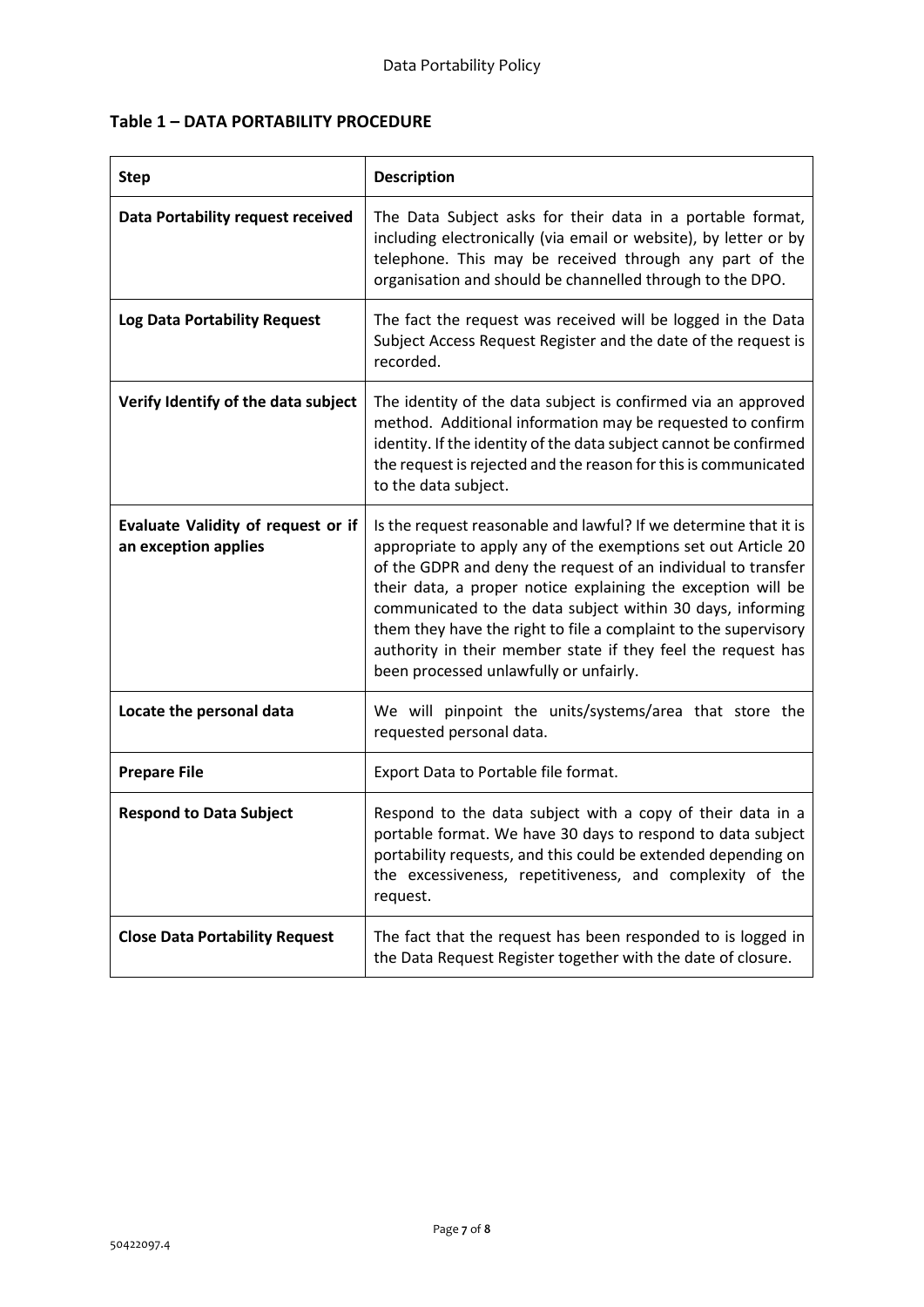## Table 1 – DATA PORTABILITY PROCEDURE

| Step | Description |
|---|---|
| **Data Portability request received** | The Data Subject asks for their data in a portable format, including electronically (via email or website), by letter or by telephone. This may be received through any part of the organisation and should be channelled through to the DPO. |
| **Log Data Portability Request** | The fact the request was received will be logged in the Data Subject Access Request Register and the date of the request is recorded. |
| **Verify Identify of the data subject** | The identity of the data subject is confirmed via an approved method. Additional information may be requested to confirm identity. If the identity of the data subject cannot be confirmed the request is rejected and the reason for this is communicated to the data subject. |
| **Evaluate Validity of request or if an exception applies** | Is the request reasonable and lawful? If we determine that it is appropriate to apply any of the exemptions set out Article 20 of the GDPR and deny the request of an individual to transfer their data, a proper notice explaining the exception will be communicated to the data subject within 30 days, informing them they have the right to file a complaint to the supervisory authority in their member state if they feel the request has been processed unlawfully or unfairly. |
| **Locate the personal data** | We will pinpoint the units/systems/area that store the requested personal data. |
| **Prepare File** | Export Data to Portable file format. |
| **Respond to Data Subject** | Respond to the data subject with a copy of their data in a portable format. We have 30 days to respond to data subject portability requests, and this could be extended depending on the excessiveness, repetitiveness, and complexity of the request. |
| **Close Data Portability Request** | The fact that the request has been responded to is logged in the Data Request Register together with the date of closure. |

50422097.4